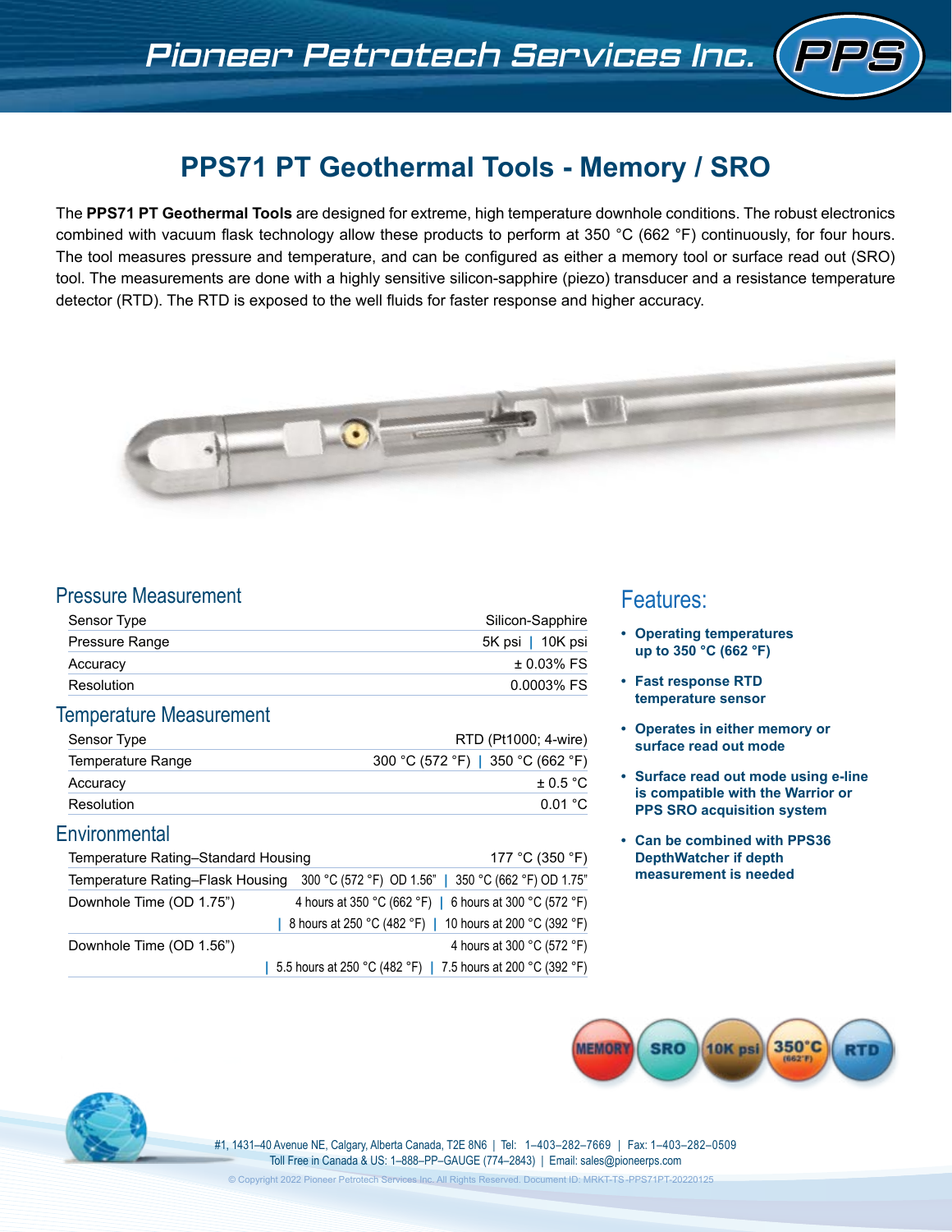# PPS71 PT Geothermal Tools - Memory / SRO

The **PPS71 PT Geothermal Tools** are designed for extreme, high temperature downhole conditions. The robust electronics combined with vacuum flask technology allow these products to perform at 350 °C (662 °F) continuously, for four hours. The tool measures pressure and temperature, and can be configured as either a memory tool or surface read out (SRO) tool. The measurements are done with a highly sensitive silicon-sapphire (piezo) transducer and a resistance temperature detector (RTD). The RTD is exposed to the well fluids for faster response and higher accuracy.

## Pressure Measurement

| | |
|---|---|
| Sensor Type | Silicon-Sapphire |
| Pressure Range | 5K psi \| 10K psi |
| Accuracy | ± 0.03% FS |
| Resolution | 0.0003% FS |

## Temperature Measurement

| | |
|---|---|
| Sensor Type | RTD (Pt1000; 4-wire) |
| Temperature Range | 300 °C (572 °F) \| 350 °C (662 °F) |
| Accuracy | ± 0.5 °C |
| Resolution | 0.01 °C |

## Environmental

| | |
|---|---|
| Temperature Rating–Standard Housing | 177 °C (350 °F) |
| Temperature Rating–Flask Housing | 300 °C (572 °F) OD 1.56" \| 350 °C (662 °F) OD 1.75" |
| Downhole Time (OD 1.75") | 4 hours at 350 °C (662 °F) \| 6 hours at 300 °C (572 °F) \| 8 hours at 250 °C (482 °F) \| 10 hours at 200 °C (392 °F) |
| Downhole Time (OD 1.56") | 4 hours at 300 °C (572 °F) \| 5.5 hours at 250 °C (482 °F) \| 7.5 hours at 200 °C (392 °F) |

## Features:

- **Operating temperatures up to 350 °C (662 °F)**
- **Fast response RTD temperature sensor**
- **Operates in either memory or surface read out mode**
- **Surface read out mode using e-line is compatible with the Warrior or PPS SRO acquisition system**
- **Can be combined with PPS36 DepthWatcher if depth measurement is needed**

MEMORY | SRO | 10K psi | 350°C (662°F) | RTD

#1, 1431–40 Avenue NE, Calgary, Alberta Canada, T2E 8N6 | Tel: 1–403–282–7669 | Fax: 1–403–282–0509
Toll Free in Canada & US: 1–888–PP–GAUGE (774–2843) | Email: sales@pioneerps.com

© Copyright 2022 Pioneer Petrotech Services Inc. All Rights Reserved. Document ID: MRKT-TS-PPS71PT-20220125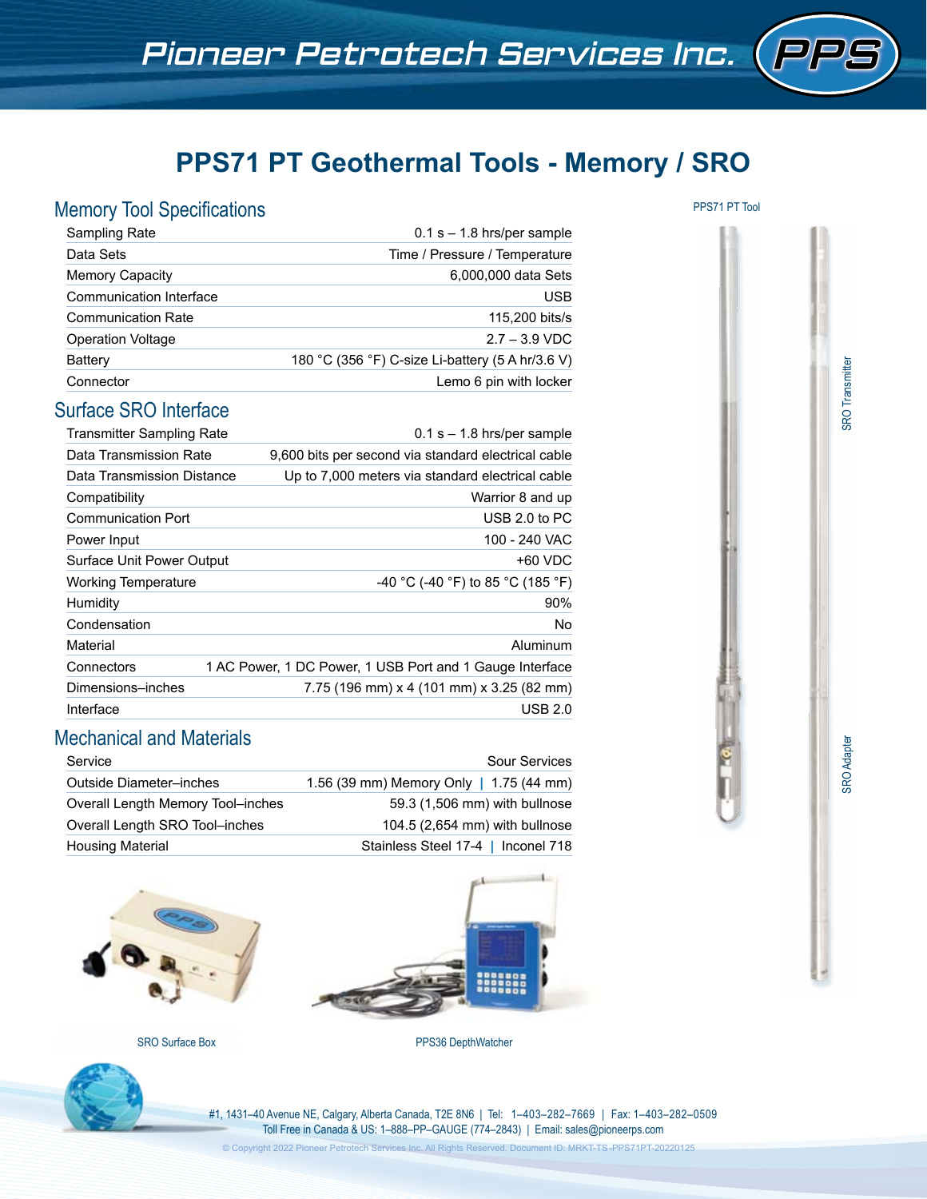# PPS71 PT Geothermal Tools - Memory / SRO

## Memory Tool Specifications

| | |
|---|---|
| Sampling Rate | 0.1 s – 1.8 hrs/per sample |
| Data Sets | Time / Pressure / Temperature |
| Memory Capacity | 6,000,000 data Sets |
| Communication Interface | USB |
| Communication Rate | 115,200 bits/s |
| Operation Voltage | 2.7 – 3.9 VDC |
| Battery | 180 °C (356 °F) C-size Li-battery (5 A hr/3.6 V) |
| Connector | Lemo 6 pin with locker |

## Surface SRO Interface

| | |
|---|---|
| Transmitter Sampling Rate | 0.1 s – 1.8 hrs/per sample |
| Data Transmission Rate | 9,600 bits per second via standard electrical cable |
| Data Transmission Distance | Up to 7,000 meters via standard electrical cable |
| Compatibility | Warrior 8 and up |
| Communication Port | USB 2.0 to PC |
| Power Input | 100 - 240 VAC |
| Surface Unit Power Output | +60 VDC |
| Working Temperature | -40 °C (-40 °F) to 85 °C (185 °F) |
| Humidity | 90% |
| Condensation | No |
| Material | Aluminum |
| Connectors | 1 AC Power, 1 DC Power, 1 USB Port and 1 Gauge Interface |
| Dimensions–inches | 7.75 (196 mm) x 4 (101 mm) x 3.25 (82 mm) |
| Interface | USB 2.0 |

## Mechanical and Materials

| | |
|---|---|
| Service | Sour Services |
| Outside Diameter–inches | 1.56 (39 mm) Memory Only \| 1.75 (44 mm) |
| Overall Length Memory Tool–inches | 59.3 (1,506 mm) with bullnose |
| Overall Length SRO Tool–inches | 104.5 (2,654 mm) with bullnose |
| Housing Material | Stainless Steel 17-4 \| Inconel 718 |

PPS71 PT Tool

SRO Transmitter

SRO Adapter

SRO Surface Box

PPS36 DepthWatcher

#1, 1431–40 Avenue NE, Calgary, Alberta Canada, T2E 8N6 | Tel: 1–403–282–7669 | Fax: 1–403–282–0509
Toll Free in Canada & US: 1–888–PP–GAUGE (774–2843) | Email: sales@pioneerps.com

© Copyright 2022 Pioneer Petrotech Services Inc. All Rights Reserved. Document ID: MRKT-TS-PPS71PT-20220125